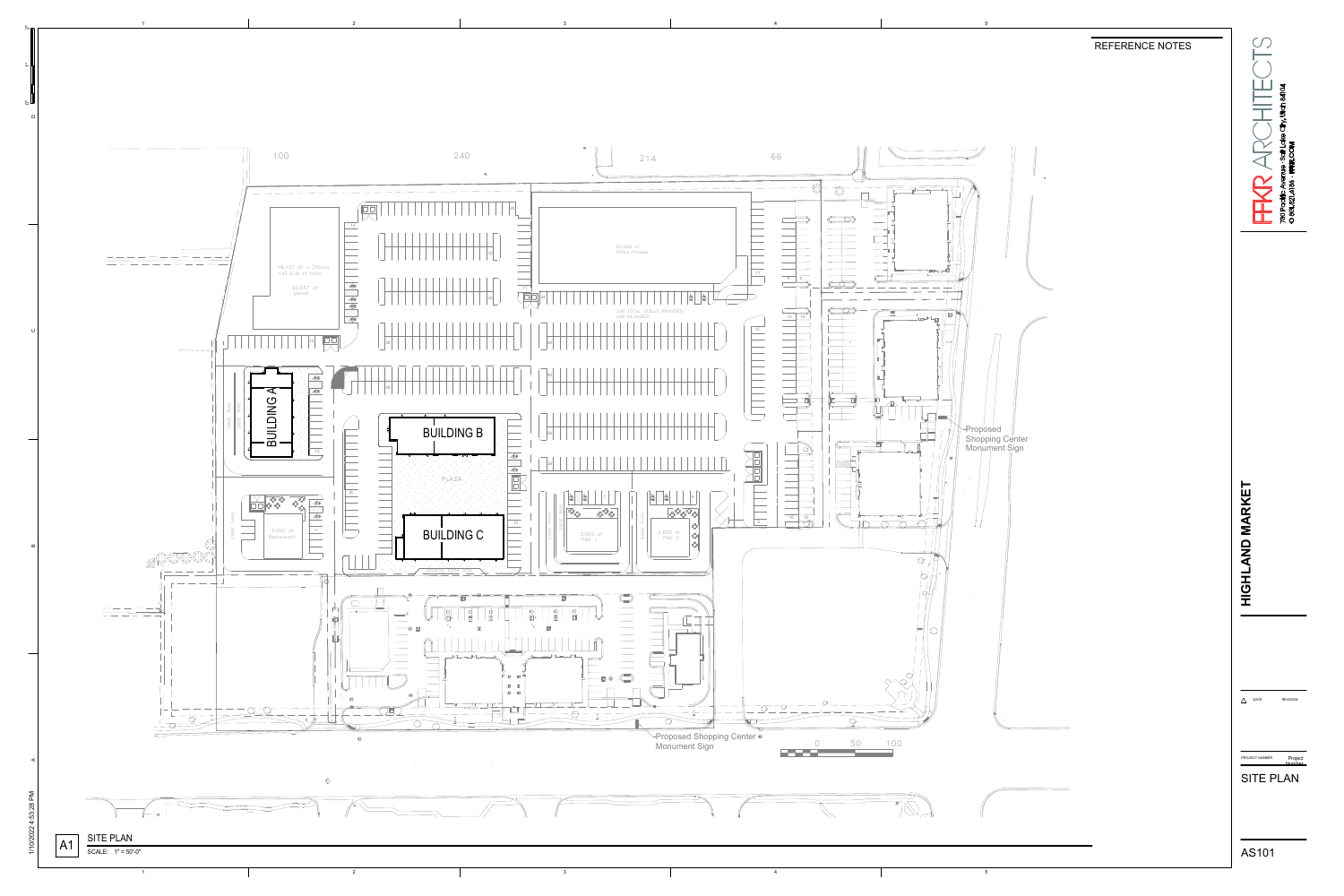REFERENCE NOTES

FFKR ARCHITECTS

730 Pacific Avenue · Salt Lake City, Utah 84104

O 801.521.6186 · FFKR.COM

# HIGHLAND MARKET

| DATE | REVISION |
| --- | --- |

PROJECT NUMBER: Project Number

## SITE PLAN

AS101

A1 SITE PLAN

SCALE: 1" = 50'-0"

100

240

214

66

18,107 sf x 2floors =32,214 sf total

92,657 sf parcel

65,000 sf Office/Fitness

540 TOTAL STALLS PROVIDED
486 REQUIRED

BUILDING A

BUILDING B

PLAZA

BUILDING C

3,000 sf Restaurant

3,000 sf PAD 1

2,600 sf PAD 2

DRIVE THRU

Proposed Shopping Center Monument Sign

Proposed Shopping Center Monument Sign

0 50 100

1/10/2022 4:53:28 PM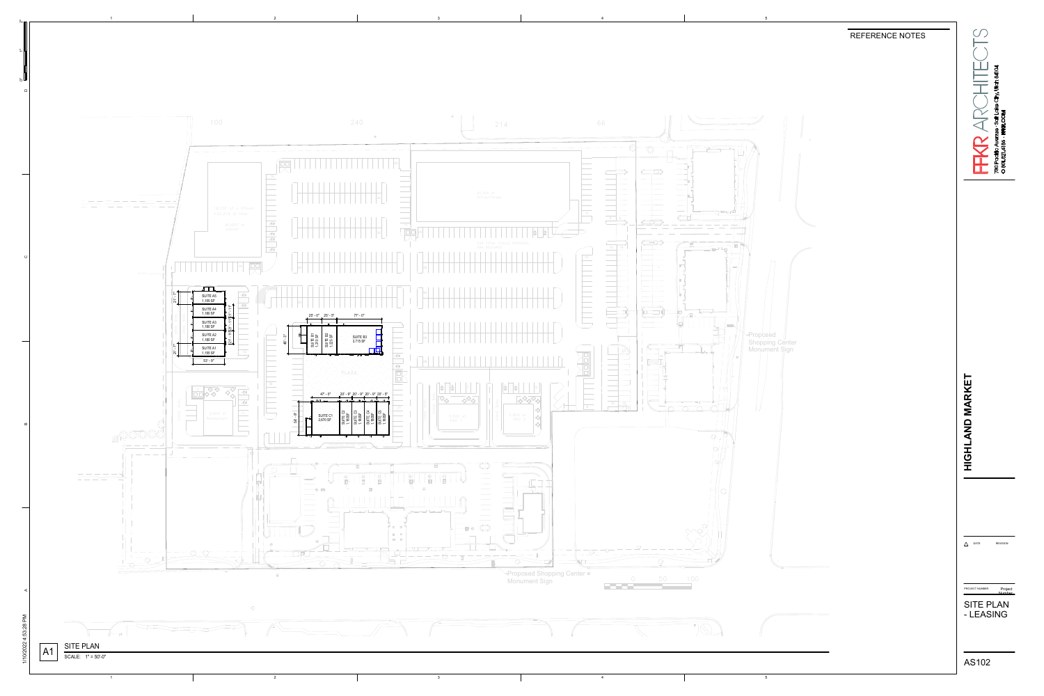REFERENCE NOTES

FFKR ARCHITECTS

730 Pacific Avenue · Salt Lake City, Utah 84104

# HIGHLAND MARKET

DATE REVISION

PROJECT NUMBER Project Number

SITE PLAN - LEASING

AS102

SUITE A5
1,155 SF

SUITE A4
1,180 SF

SUITE A3
1,180 SF

SUITE A2
1,180 SF

SUITE A1
1,155 SF

53' - 9"

25' - 0" 25' - 5" 77' - 0"

48' - 2"

SUITE B1
1,215 SF

SUITE B2
1,225 SF

SUITE B3
3,715 SF

PLAZA

47' - 0" 20' - 9" 20' - 9" 20' - 9" 20' - 5"

58' - 9"

SUITE C1
2,670 SF

SUITE C2
1,165 SF

SUITE C3
1,165 SF

SUITE C4
1,165 SF

SUITE C5
1,165 SF

100 240 214 66

Proposed Shopping Center Monument Sign

Proposed Shopping Center Monument Sign

0 50 100

A1 SITE PLAN
SCALE: 1" = 50'-0"

1/10/2022 4:53:28 PM